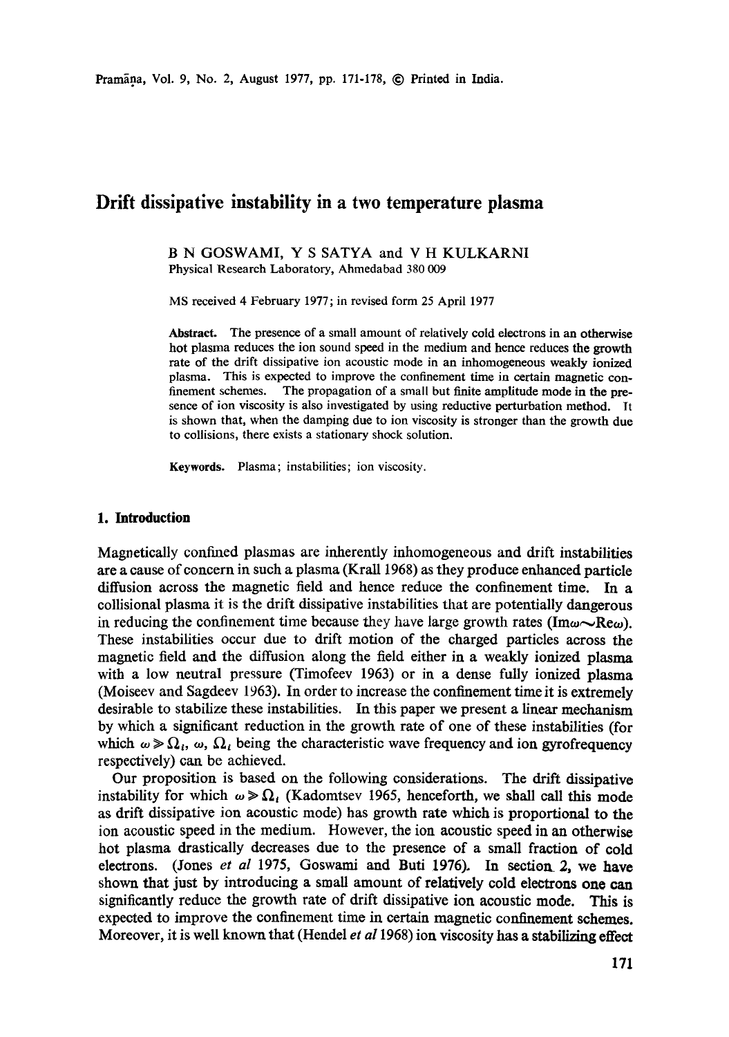# Drift dissipative instability in a two temperature plasma

B N GOSWAMI, Y S SATYA and V H KULKARNI

Physical Research Laboratory, Ahmedabad 380 009

MS received 4 February 1977; in revised form 25 April 1977

**Abstract.** The presence of a small amount of relatively cold electrons in an otherwise hot plasma reduces the ion sound speed in the medium and hence reduces the growth rate of the drift dissipative ion acoustic mode in an inhomogeneous weakly ionized plasma. This is expected to improve the confinement time in certain magnetic confinement schemes. The propagation of a small but finite amplitude mode in the presence of ion viscosity is also investigated by using reductive perturbation method. It is shown that, when the damping due to ion viscosity is stronger than the growth due to collisions, there exists a stationary shock solution.

**Keywords.** Plasma; instabilities; ion viscosity.

## 1. Introduction

Magnetically confined plasmas are inherently inhomogeneous and drift instabilities are a cause of concern in such a plasma (Krall 1968) as they produce enhanced particle diffusion across the magnetic field and hence reduce the confinement time. In a collisional plasma it is the drift dissipative instabilities that are potentially dangerous in reducing the confinement time because they have large growth rates ($\mathrm{Im}\omega \sim \mathrm{Re}\omega$). These instabilities occur due to drift motion of the charged particles across the magnetic field and the diffusion along the field either in a weakly ionized plasma with a low neutral pressure (Timofeev 1963) or in a dense fully ionized plasma (Moiseev and Sagdeev 1963). In order to increase the confinement time it is extremely desirable to stabilize these instabilities. In this paper we present a linear mechanism by which a significant reduction in the growth rate of one of these instabilities (for which $\omega \gg \Omega_i$, $\omega$, $\Omega_i$ being the characteristic wave frequency and ion gyrofrequency respectively) can be achieved.

Our proposition is based on the following considerations. The drift dissipative instability for which $\omega \gg \Omega_i$ (Kadomtsev 1965, henceforth, we shall call this mode as drift dissipative ion acoustic mode) has growth rate which is proportional to the ion acoustic speed in the medium. However, the ion acoustic speed in an otherwise hot plasma drastically decreases due to the presence of a small fraction of cold electrons. (Jones *et al* 1975, Goswami and Buti 1976). In section 2, we have shown that just by introducing a small amount of relatively cold electrons one can significantly reduce the growth rate of drift dissipative ion acoustic mode. This is expected to improve the confinement time in certain magnetic confinement schemes. Moreover, it is well known that (Hendel *et al* 1968) ion viscosity has a stabilizing effect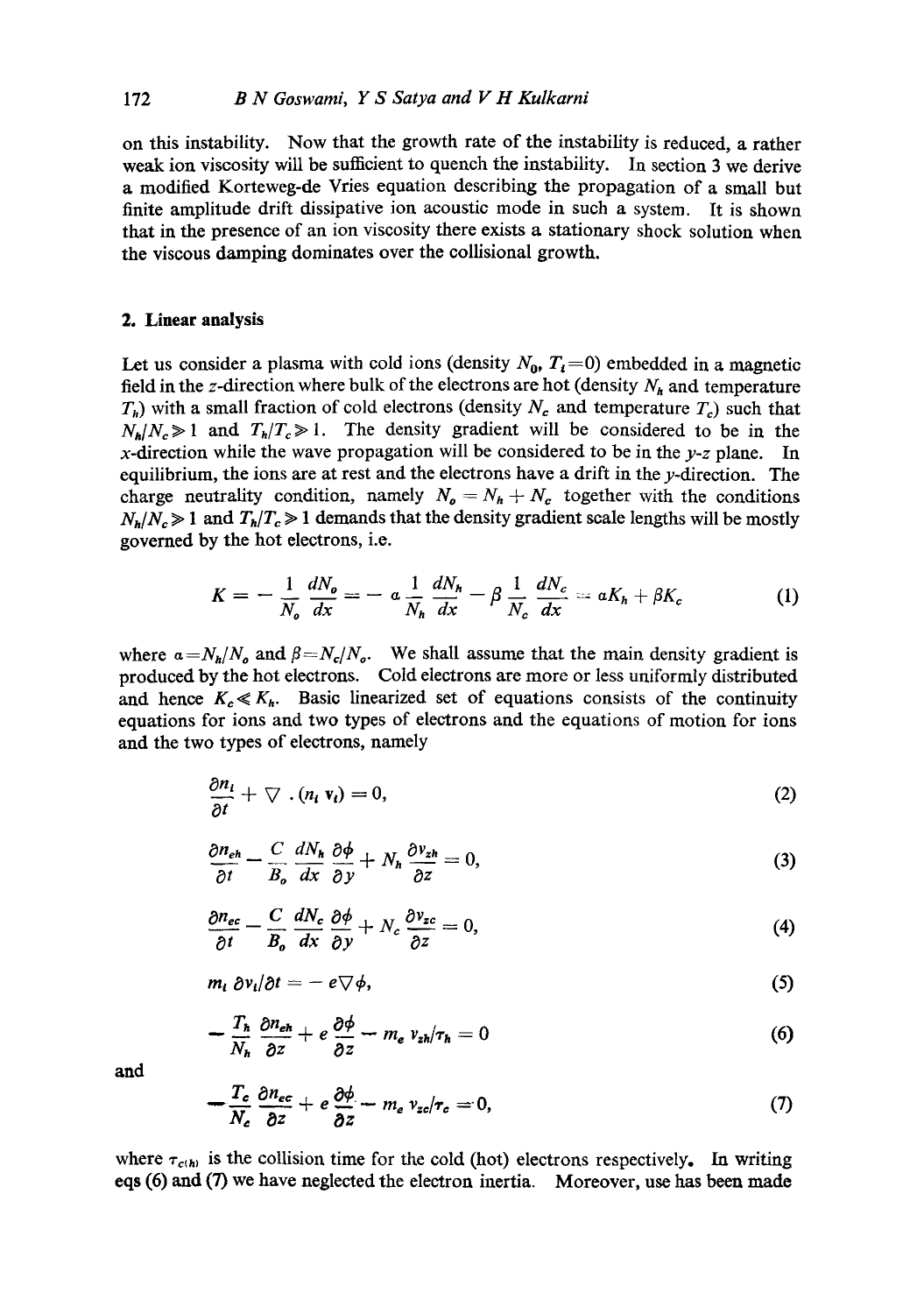on this instability. Now that the growth rate of the instability is reduced, a rather weak ion viscosity will be sufficient to quench the instability. In section 3 we derive a modified Korteweg-de Vries equation describing the propagation of a small but finite amplitude drift dissipative ion acoustic mode in such a system. It is shown that in the presence of an ion viscosity there exists a stationary shock solution when the viscous damping dominates over the collisional growth.

## 2. Linear analysis

Let us consider a plasma with cold ions (density $N_0$, $T_i=0$) embedded in a magnetic field in the $z$-direction where bulk of the electrons are hot (density $N_h$ and temperature $T_h$) with a small fraction of cold electrons (density $N_c$ and temperature $T_c$) such that $N_h/N_c \gg 1$ and $T_h/T_c \gg 1$. The density gradient will be considered to be in the $x$-direction while the wave propagation will be considered to be in the $y$-$z$ plane. In equilibrium, the ions are at rest and the electrons have a drift in the $y$-direction. The charge neutrality condition, namely $N_o = N_h + N_c$ together with the conditions $N_h/N_c \gg 1$ and $T_h/T_c \gg 1$ demands that the density gradient scale lengths will be mostly governed by the hot electrons, i.e.

$$K = -\frac{1}{N_o}\frac{dN_o}{dx} = -\alpha\frac{1}{N_h}\frac{dN_h}{dx} - \beta\frac{1}{N_c}\frac{dN_c}{dx} = \alpha K_h + \beta K_c \tag{1}$$

where $\alpha = N_h/N_o$ and $\beta = N_c/N_o$. We shall assume that the main density gradient is produced by the hot electrons. Cold electrons are more or less uniformly distributed and hence $K_c \ll K_h$. Basic linearized set of equations consists of the continuity equations for ions and two types of electrons and the equations of motion for ions and the two types of electrons, namely

$$\frac{\partial n_i}{\partial t} + \nabla \cdot (n_i \mathbf{v}_i) = 0, \tag{2}$$

$$\frac{\partial n_{eh}}{\partial t} - \frac{C}{B_o}\frac{dN_h}{dx}\frac{\partial \phi}{\partial y} + N_h\frac{\partial v_{zh}}{\partial z} = 0, \tag{3}$$

$$\frac{\partial n_{ec}}{\partial t} - \frac{C}{B_o}\frac{dN_c}{dx}\frac{\partial \phi}{\partial y} + N_c\frac{\partial v_{zc}}{\partial z} = 0, \tag{4}$$

$$m_i\, \partial \mathbf{v}_i/\partial t = -e\nabla\phi, \tag{5}$$

$$-\frac{T_h}{N_h}\frac{\partial n_{eh}}{\partial z} + e\frac{\partial \phi}{\partial z} - m_e v_{zh}/\tau_h = 0 \tag{6}$$

and

$$-\frac{T_c}{N_c}\frac{\partial n_{ec}}{\partial z} + e\frac{\partial \phi}{\partial z} - m_e v_{zc}/\tau_c = 0, \tag{7}$$

where $\tau_{c(h)}$ is the collision time for the cold (hot) electrons respectively. In writing eqs (6) and (7) we have neglected the electron inertia. Moreover, use has been made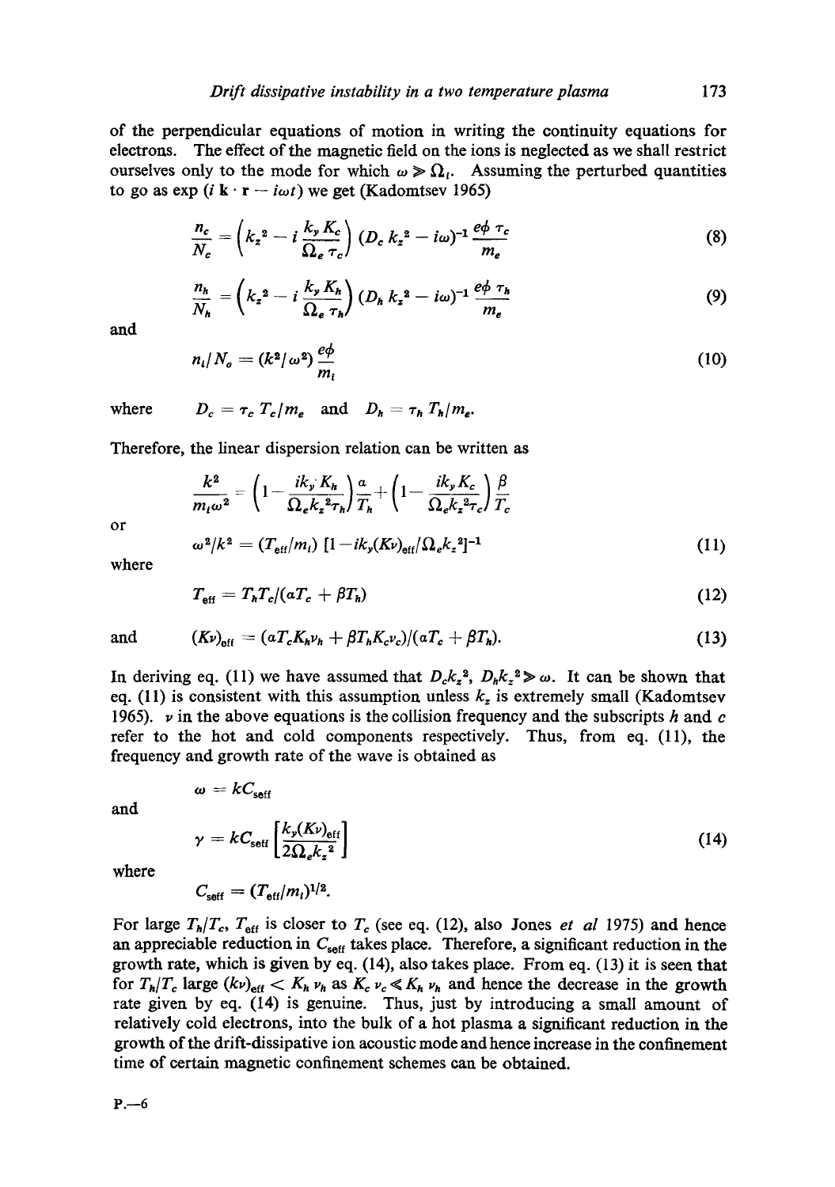of the perpendicular equations of motion in writing the continuity equations for electrons. The effect of the magnetic field on the ions is neglected as we shall restrict ourselves only to the mode for which $\omega \gg \Omega_i$. Assuming the perturbed quantities to go as $\exp(i\,\mathbf{k}\cdot\mathbf{r} - i\omega t)$ we get (Kadomtsev 1965)

$$\frac{n_c}{N_c} = \left(k_z^2 - i\frac{k_y K_c}{\Omega_e \tau_c}\right)(D_c k_z^2 - i\omega)^{-1}\frac{e\phi\,\tau_c}{m_e} \tag{8}$$

$$\frac{n_h}{N_h} = \left(k_z^2 - i\frac{k_y K_h}{\Omega_e \tau_h}\right)(D_h k_z^2 - i\omega)^{-1}\frac{e\phi\,\tau_h}{m_e} \tag{9}$$

and

$$n_i/N_o = (k^2/\omega^2)\frac{e\phi}{m_i} \tag{10}$$

where $\quad D_c = \tau_c T_c/m_e \quad$ and $\quad D_h = \tau_h T_h/m_e$.

Therefore, the linear dispersion relation can be written as

$$\frac{k^2}{m_i\omega^2} = \left(1 - \frac{ik_y K_h}{\Omega_e k_z^2 \tau_h}\right)\frac{\alpha}{T_h} + \left(1 - \frac{ik_y K_c}{\Omega_e k_z^2 \tau_c}\right)\frac{\beta}{T_c}$$

or

$$\omega^2/k^2 = (T_{\text{eff}}/m_i)\,[1 - ik_y(K\nu)_{\text{eff}}/\Omega_e k_z^2]^{-1} \tag{11}$$

where

$$T_{\text{eff}} = T_h T_c/(\alpha T_c + \beta T_h) \tag{12}$$

and

$$(K\nu)_{\text{eff}} = (\alpha T_c K_h \nu_h + \beta T_h K_c \nu_c)/(\alpha T_c + \beta T_h). \tag{13}$$

In deriving eq. (11) we have assumed that $D_c k_z^2,\ D_h k_z^2 \gg \omega$. It can be shown that eq. (11) is consistent with this assumption unless $k_z$ is extremely small (Kadomtsev 1965). $\nu$ in the above equations is the collision frequency and the subscripts $h$ and $c$ refer to the hot and cold components respectively. Thus, from eq. (11), the frequency and growth rate of the wave is obtained as

$$\omega = kC_{s\text{eff}}$$

and

$$\gamma = kC_{s\text{eff}}\left[\frac{k_y(K\nu)_{\text{eff}}}{2\Omega_e k_z^2}\right] \tag{14}$$

where

$$C_{s\text{eff}} = (T_{\text{eff}}/m_i)^{1/2}.$$

For large $T_h/T_c$, $T_{\text{eff}}$ is closer to $T_c$ (see eq. (12), also Jones *et al* 1975) and hence an appreciable reduction in $C_{s\text{eff}}$ takes place. Therefore, a significant reduction in the growth rate, which is given by eq. (14), also takes place. From eq. (13) it is seen that for $T_h/T_c$ large $(k\nu)_{\text{eff}} < K_h\nu_h$ as $K_c\nu_c \ll K_h\nu_h$ and hence the decrease in the growth rate given by eq. (14) is genuine. Thus, just by introducing a small amount of relatively cold electrons, into the bulk of a hot plasma a significant reduction in the growth of the drift-dissipative ion acoustic mode and hence increase in the confinement time of certain magnetic confinement schemes can be obtained.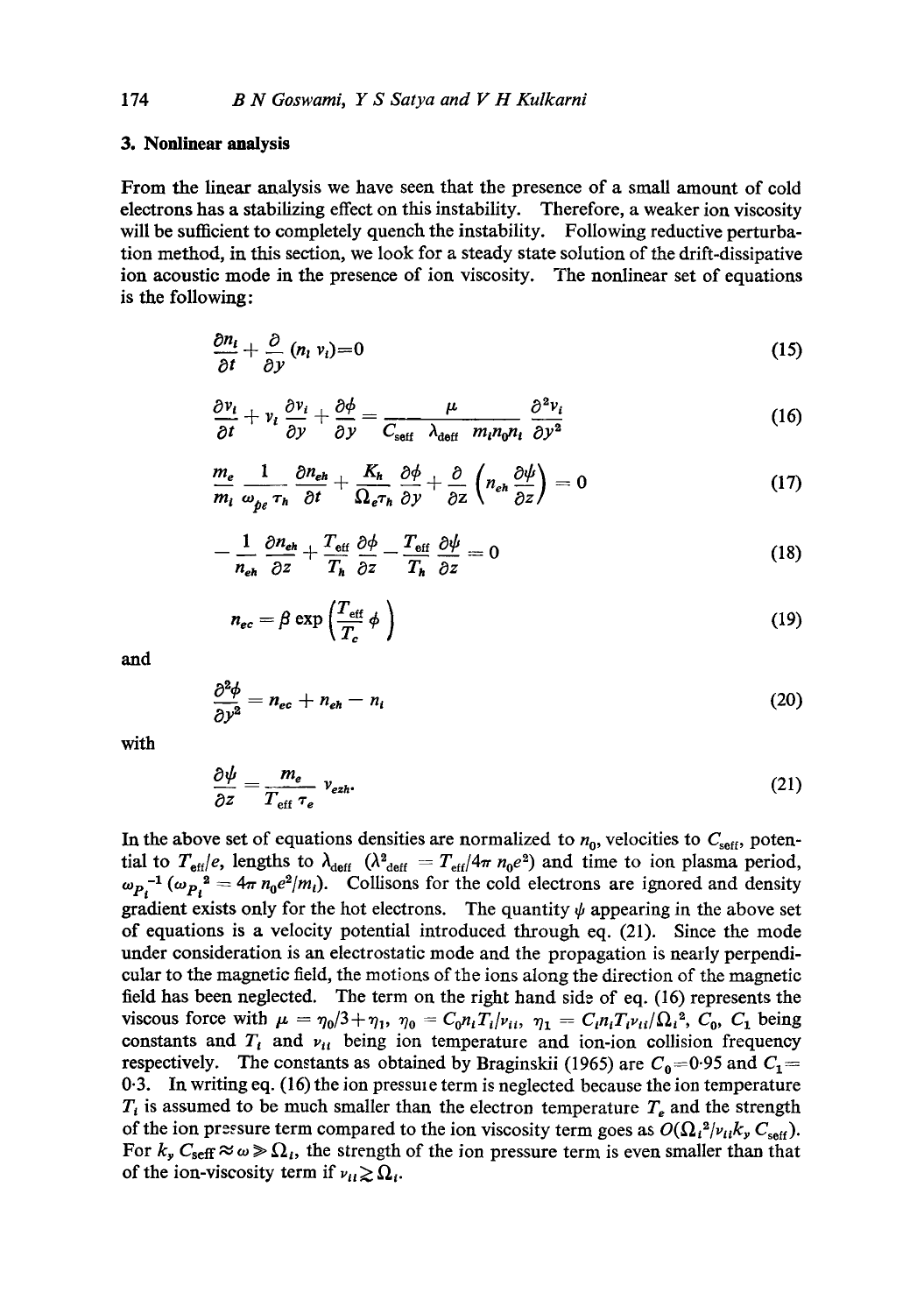## 3. Nonlinear analysis

From the linear analysis we have seen that the presence of a small amount of cold electrons has a stabilizing effect on this instability. Therefore, a weaker ion viscosity will be sufficient to completely quench the instability. Following reductive perturbation method, in this section, we look for a steady state solution of the drift-dissipative ion acoustic mode in the presence of ion viscosity. The nonlinear set of equations is the following:

$$\frac{\partial n_i}{\partial t} + \frac{\partial}{\partial y}(n_i v_i) = 0 \tag{15}$$

$$\frac{\partial v_i}{\partial t} + v_i \frac{\partial v_i}{\partial y} + \frac{\partial \phi}{\partial y} = \frac{\mu}{C_{\text{seff}}\ \lambda_{\text{deff}}\ m_i n_0 n_i} \frac{\partial^2 v_i}{\partial y^2} \tag{16}$$

$$\frac{m_e}{m_i}\frac{1}{\omega_{pe}\tau_h}\frac{\partial n_{eh}}{\partial t} + \frac{K_h}{\Omega_e \tau_h}\frac{\partial \phi}{\partial y} + \frac{\partial}{\partial z}\left(n_{eh}\frac{\partial \psi}{\partial z}\right) = 0 \tag{17}$$

$$-\frac{1}{n_{eh}}\frac{\partial n_{eh}}{\partial z} + \frac{T_{\text{eff}}}{T_h}\frac{\partial \phi}{\partial z} - \frac{T_{\text{eff}}}{T_h}\frac{\partial \psi}{\partial z} = 0 \tag{18}$$

$$n_{ec} = \beta \exp\left(\frac{T_{\text{eff}}}{T_c}\phi\right) \tag{19}$$

and

$$\frac{\partial^2 \phi}{\partial y^2} = n_{ec} + n_{eh} - n_i \tag{20}$$

with

$$\frac{\partial \psi}{\partial z} = \frac{m_e}{T_{\text{eff}}\ \tau_e} v_{ezh}. \tag{21}$$

In the above set of equations densities are normalized to $n_0$, velocities to $C_{\text{seff}}$, potential to $T_{\text{eff}}/e$, lengths to $\lambda_{\text{deff}}$ ($\lambda^2_{\text{deff}} = T_{\text{eff}}/4\pi\, n_0 e^2$) and time to ion plasma period, $\omega_{P_i}^{-1}$ ($\omega_{P_i}^{\,2} = 4\pi\, n_0 e^2/m_i$). Collisons for the cold electrons are ignored and density gradient exists only for the hot electrons. The quantity $\psi$ appearing in the above set of equations is a velocity potential introduced through eq. (21). Since the mode under consideration is an electrostatic mode and the propagation is nearly perpendicular to the magnetic field, the motions of the ions along the direction of the magnetic field has been neglected. The term on the right hand side of eq. (16) represents the viscous force with $\mu = \eta_0/3 + \eta_1$, $\eta_0 = C_0 n_i T_i/\nu_{ii}$, $\eta_1 = C_1 n_i T_i \nu_{ii}/\Omega_i^{\,2}$, $C_0$, $C_1$ being constants and $T_i$ and $\nu_{ii}$ being ion temperature and ion-ion collision frequency respectively. The constants as obtained by Braginskii (1965) are $C_0 = 0{\cdot}95$ and $C_1 = 0{\cdot}3$. In writing eq. (16) the ion pressure term is neglected because the ion temperature $T_i$ is assumed to be much smaller than the electron temperature $T_e$ and the strength of the ion pressure term compared to the ion viscosity term goes as $O(\Omega_i^{\,2}/\nu_{ii} k_y\, C_{\text{seff}})$. For $k_y\, C_{\text{seff}} \approx \omega \gg \Omega_i$, the strength of the ion pressure term is even smaller than that of the ion-viscosity term if $\nu_{ii} \gtrsim \Omega_i$.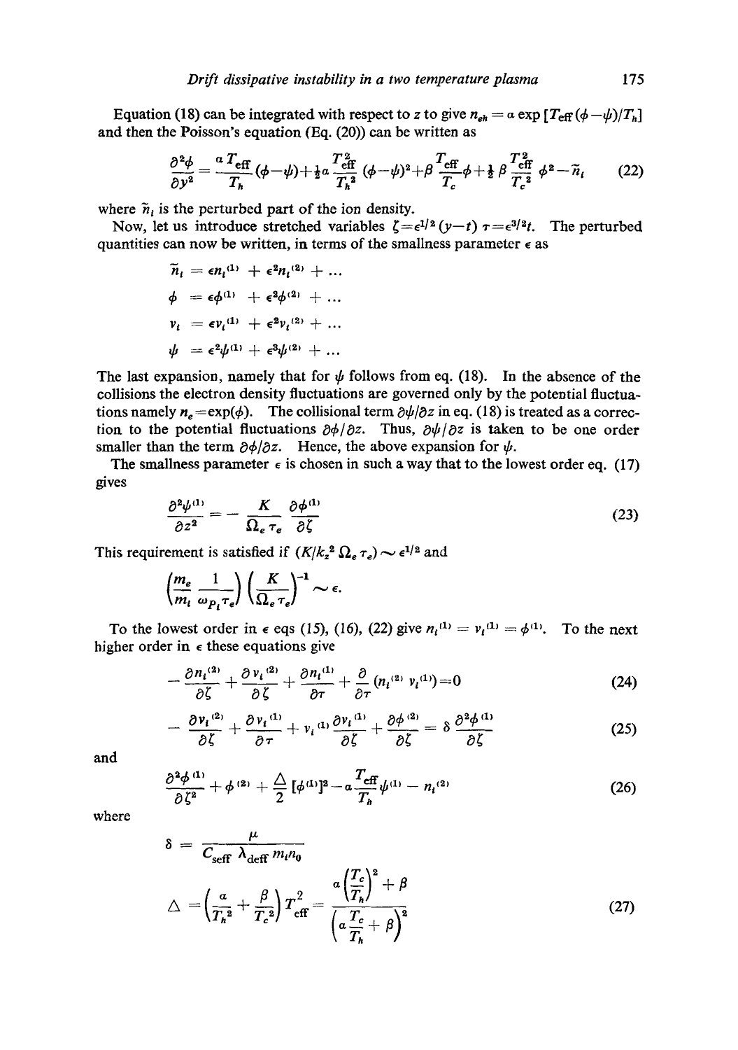Equation (18) can be integrated with respect to z to give $n_{eh} = \alpha \exp [T_{\text{eff}} (\phi - \psi)/T_h]$ and then the Poisson's equation (Eq. (20)) can be written as

$$\frac{\partial^2 \phi}{\partial y^2} = \frac{\alpha T_{\text{eff}}}{T_h}(\phi - \psi) + \tfrac{1}{2}\alpha \frac{T_{\text{eff}}^2}{T_h^2}(\phi-\psi)^2 + \beta \frac{T_{\text{eff}}}{T_c}\phi + \tfrac{1}{2}\beta \frac{T_{\text{eff}}^2}{T_c^2}\phi^2 - \tilde{n}_i \tag{22}$$

where $\tilde{n}_i$ is the perturbed part of the ion density.

Now, let us introduce stretched variables $\zeta = \epsilon^{1/2}(y-t)$ $\tau = \epsilon^{3/2} t$. The perturbed quantities can now be written, in terms of the smallness parameter $\epsilon$ as

$$\tilde{n}_i = \epsilon n_i^{(1)} + \epsilon^2 n_i^{(2)} + \ldots$$

$$\phi = \epsilon \phi^{(1)} + \epsilon^2 \phi^{(2)} + \ldots$$

$$v_i = \epsilon v_i^{(1)} + \epsilon^2 v_i^{(2)} + \ldots$$

$$\psi = \epsilon^2 \psi^{(1)} + \epsilon^3 \psi^{(2)} + \ldots$$

The last expansion, namely that for $\psi$ follows from eq. (18). In the absence of the collisions the electron density fluctuations are governed only by the potential fluctuations namely $n_e = \exp(\phi)$. The collisional term $\partial\psi/\partial z$ in eq. (18) is treated as a correction to the potential fluctuations $\partial\phi/\partial z$. Thus, $\partial\psi/\partial z$ is taken to be one order smaller than the term $\partial\phi/\partial z$. Hence, the above expansion for $\psi$.

The smallness parameter $\epsilon$ is chosen in such a way that to the lowest order eq. (17) gives

$$\frac{\partial^2 \psi^{(1)}}{\partial z^2} = -\frac{K}{\Omega_e \tau_e}\frac{\partial \phi^{(1)}}{\partial \zeta} \tag{23}$$

This requirement is satisfied if $(K/k_z^2\, \Omega_e \tau_e) \sim \epsilon^{1/2}$ and

$$\left(\frac{m_e}{m_i}\frac{1}{\omega_{p_i}\tau_e}\right)\left(\frac{K}{\Omega_e \tau_e}\right)^{-1} \sim \epsilon.$$

To the lowest order in $\epsilon$ eqs (15), (16), (22) give $n_i^{(1)} = v_i^{(1)} = \phi^{(1)}$. To the next higher order in $\epsilon$ these equations give

$$-\frac{\partial n_i^{(2)}}{\partial \zeta} + \frac{\partial v_i^{(2)}}{\partial \zeta} + \frac{\partial n_i^{(1)}}{\partial \tau} + \frac{\partial}{\partial \tau}(n_i^{(2)} v_i^{(1)}) = 0 \tag{24}$$

$$-\frac{\partial v_i^{(2)}}{\partial \zeta} + \frac{\partial v_i^{(1)}}{\partial \tau} + v_i^{(1)}\frac{\partial v_i^{(1)}}{\partial \zeta} + \frac{\partial \phi^{(2)}}{\partial \zeta} = \delta \frac{\partial^2 \phi^{(1)}}{\partial \zeta} \tag{25}$$

and

$$\frac{\partial^2 \phi^{(1)}}{\partial \zeta^2} + \phi^{(2)} + \frac{\Delta}{2}[\phi^{(1)}]^2 - \alpha \frac{T_{\text{eff}}}{T_h}\psi^{(1)} - n_i^{(2)} \tag{26}$$

where

$$\delta = \frac{\mu}{C_{\text{seff}}\,\lambda_{\text{deff}}\, m_i n_0}$$

$$\Delta = \left(\frac{\alpha}{T_h^2} + \frac{\beta}{T_c^2}\right) T_{\text{eff}}^2 = \frac{\alpha\left(\dfrac{T_c}{T_h}\right)^2 + \beta}{\left(\alpha \dfrac{T_c}{T_h} + \beta\right)^2} \tag{27}$$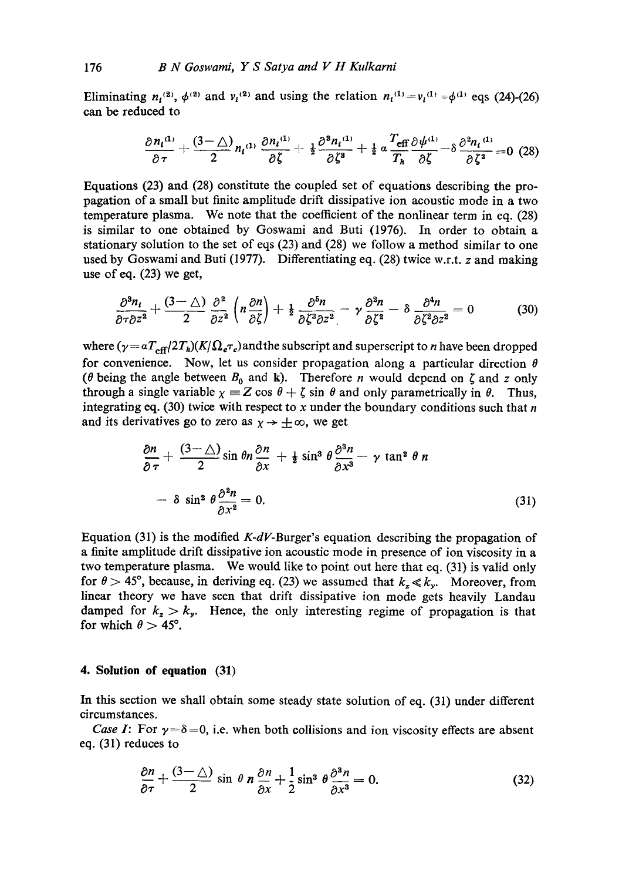Eliminating $n_i^{(2)}$, $\phi^{(2)}$ and $v_i^{(2)}$ and using the relation $n_i^{(1)} = v_i^{(1)} = \phi^{(1)}$ eqs (24)-(26) can be reduced to

$$\frac{\partial n_i^{(1)}}{\partial \tau} + \frac{(3-\triangle)}{2} n_i^{(1)} \frac{\partial n_i^{(1)}}{\partial \zeta} + \frac{1}{2} \frac{\partial^3 n_i^{(1)}}{\partial \zeta^3} + \frac{1}{2} \alpha \frac{T_{\rm eff}}{T_h} \frac{\partial \psi^{(1)}}{\partial \zeta} - \delta \frac{\partial^2 n_i^{(1)}}{\partial \zeta^2} = 0 \quad (28)$$

Equations (23) and (28) constitute the coupled set of equations describing the propagation of a small but finite amplitude drift dissipative ion acoustic mode in a two temperature plasma. We note that the coefficient of the nonlinear term in eq. (28) is similar to one obtained by Goswami and Buti (1976). In order to obtain a stationary solution to the set of eqs (23) and (28) we follow a method similar to one used by Goswami and Buti (1977). Differentiating eq. (28) twice w.r.t. $z$ and making use of eq. (23) we get,

$$\frac{\partial^3 n_i}{\partial \tau \partial z^2} + \frac{(3-\triangle)}{2} \frac{\partial^2}{\partial z^2} \left( n \frac{\partial n}{\partial \zeta} \right) + \frac{1}{2} \frac{\partial^5 n}{\partial \zeta^3 \partial z^2} - \gamma \frac{\partial^2 n}{\partial \zeta^2} - \delta \frac{\partial^4 n}{\partial \zeta^2 \partial z^2} = 0 \quad (30)$$

where ($\gamma = \alpha T_{\rm eff}/2T_h)(K/\Omega_e \tau_e)$ and the subscript and superscript to $n$ have been dropped for convenience. Now, let us consider propagation along a particular direction $\theta$ ($\theta$ being the angle between $B_0$ and $\mathbf{k}$). Therefore $n$ would depend on $\zeta$ and $z$ only through a single variable $\chi \equiv Z \cos \theta + \zeta \sin \theta$ and only parametrically in $\theta$. Thus, integrating eq. (30) twice with respect to $x$ under the boundary conditions such that $n$ and its derivatives go to zero as $\chi \to \pm \infty$, we get

$$\frac{\partial n}{\partial \tau} + \frac{(3-\triangle)}{2} \sin \theta n \frac{\partial n}{\partial x} + \frac{1}{2} \sin^3 \theta \frac{\partial^3 n}{\partial x^3} - \gamma \tan^2 \theta \, n - \delta \sin^2 \theta \frac{\partial^2 n}{\partial x^2} = 0. \quad (31)$$

Equation (31) is the modified *K-dV*-Burger's equation describing the propagation of a finite amplitude drift dissipative ion acoustic mode in presence of ion viscosity in a two temperature plasma. We would like to point out here that eq. (31) is valid only for $\theta > 45°$, because, in deriving eq. (23) we assumed that $k_z \ll k_y$. Moreover, from linear theory we have seen that drift dissipative ion mode gets heavily Landau damped for $k_z > k_y$. Hence, the only interesting regime of propagation is that for which $\theta > 45°$.

## 4. Solution of equation (31)

In this section we shall obtain some steady state solution of eq. (31) under different circumstances.

*Case I*: For $\gamma = \delta = 0$, i.e. when both collisions and ion viscosity effects are absent eq. (31) reduces to

$$\frac{\partial n}{\partial \tau} + \frac{(3-\triangle)}{2} \sin \theta \, n \frac{\partial n}{\partial x} + \frac{1}{2} \sin^3 \theta \frac{\partial^3 n}{\partial x^3} = 0. \quad (32)$$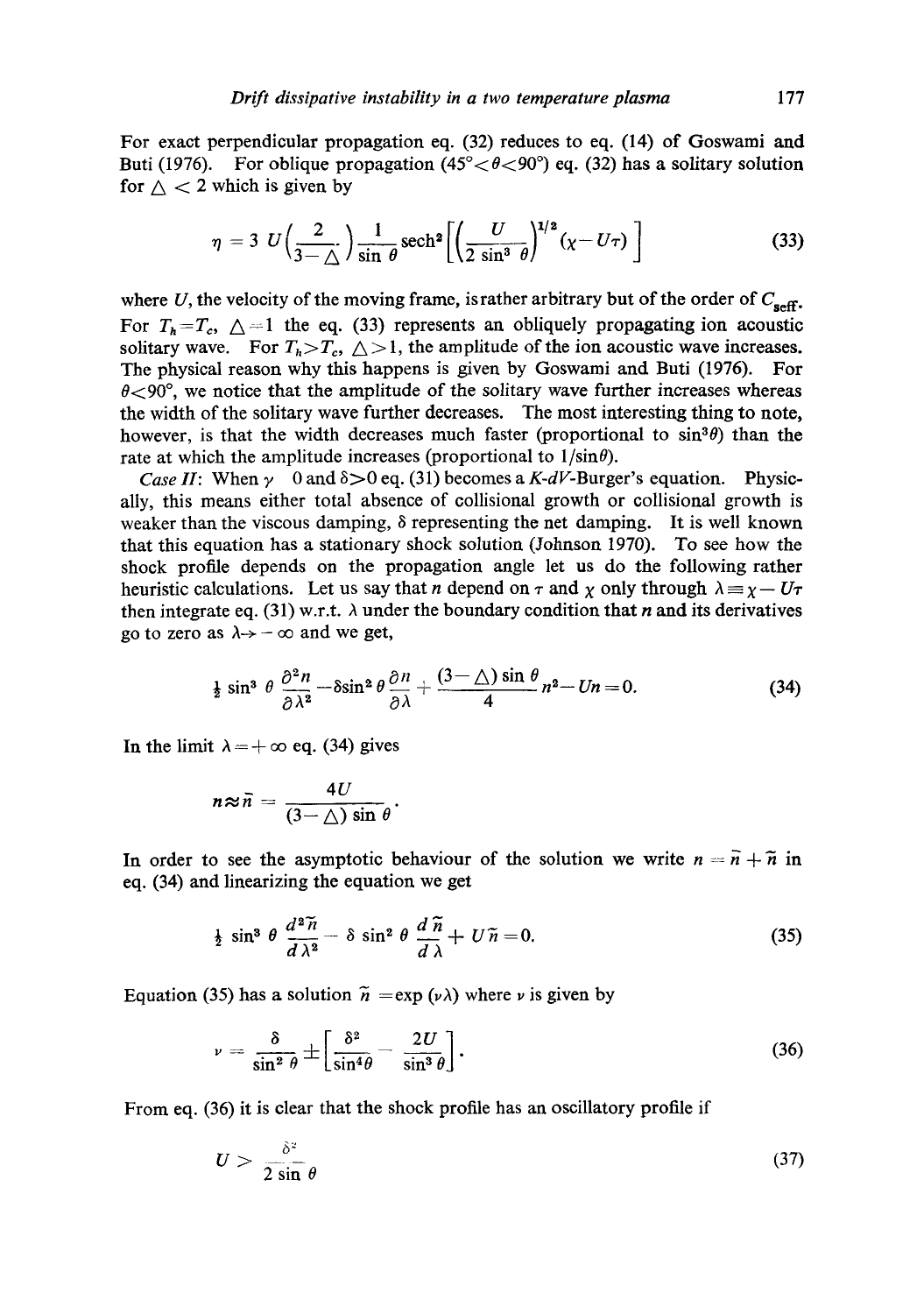For exact perpendicular propagation eq. (32) reduces to eq. (14) of Goswami and Buti (1976). For oblique propagation ($45^\circ < \theta < 90^\circ$) eq. (32) has a solitary solution for $\triangle < 2$ which is given by

$$\eta = 3\, U\left(\frac{2}{3-\triangle}\right)\frac{1}{\sin\theta}\,\mathrm{sech}^2\left[\left(\frac{U}{2\sin^3\theta}\right)^{1/2}(\chi - U\tau)\right] \tag{33}$$

where $U$, the velocity of the moving frame, is rather arbitrary but of the order of $C_{\text{seff}}$. For $T_h = T_c$, $\triangle = 1$ the eq. (33) represents an obliquely propagating ion acoustic solitary wave. For $T_h > T_c$, $\triangle > 1$, the amplitude of the ion acoustic wave increases. The physical reason why this happens is given by Goswami and Buti (1976). For $\theta < 90^\circ$, we notice that the amplitude of the solitary wave further increases whereas the width of the solitary wave further decreases. The most interesting thing to note, however, is that the width decreases much faster (proportional to $\sin^3\theta$) than the rate at which the amplitude increases (proportional to $1/\sin\theta$).

*Case II*: When $\gamma$ 0 and $\delta > 0$ eq. (31) becomes a *K-dV*-Burger's equation. Physically, this means either total absence of collisional growth or collisional growth is weaker than the viscous damping, $\delta$ representing the net damping. It is well known that this equation has a stationary shock solution (Johnson 1970). To see how the shock profile depends on the propagation angle let us do the following rather heuristic calculations. Let us say that $n$ depend on $\tau$ and $\chi$ only through $\lambda \equiv \chi - U\tau$ then integrate eq. (31) w.r.t. $\lambda$ under the boundary condition that $n$ and its derivatives go to zero as $\lambda \to -\infty$ and we get,

$$\tfrac{1}{2}\sin^3\theta\,\frac{\partial^2 n}{\partial\lambda^2} - \delta\sin^2\theta\,\frac{\partial n}{\partial\lambda} + \frac{(3-\triangle)\sin\theta}{4}\,n^2 - Un = 0. \tag{34}$$

In the limit $\lambda = +\infty$ eq. (34) gives

$$n \approx \bar{n} = \frac{4U}{(3-\triangle)\sin\theta}.$$

In order to see the asymptotic behaviour of the solution we write $n = \bar{n} + \tilde{n}$ in eq. (34) and linearizing the equation we get

$$\tfrac{1}{2}\sin^3\theta\,\frac{d^2\tilde{n}}{d\lambda^2} - \delta\sin^2\theta\,\frac{d\tilde{n}}{d\lambda} + U\tilde{n} = 0. \tag{35}$$

Equation (35) has a solution $\tilde{n} = \exp(\nu\lambda)$ where $\nu$ is given by

$$\nu = \frac{\delta}{\sin^2\theta} \pm \left[\frac{\delta^2}{\sin^4\theta} - \frac{2U}{\sin^3\theta}\right]. \tag{36}$$

From eq. (36) it is clear that the shock profile has an oscillatory profile if

$$U > \frac{\delta^2}{2\sin\theta} \tag{37}$$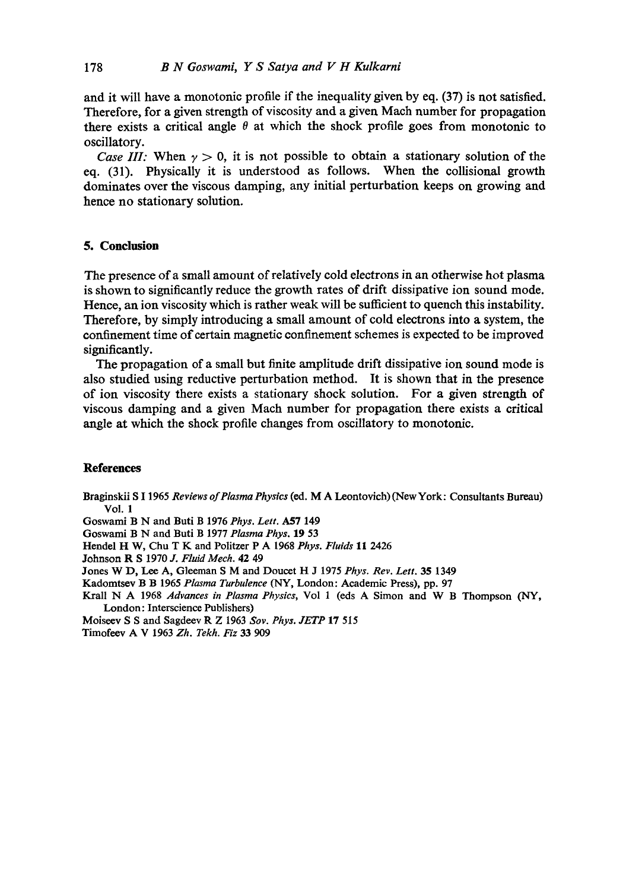and it will have a monotonic profile if the inequality given by eq. (37) is not satisfied. Therefore, for a given strength of viscosity and a given Mach number for propagation there exists a critical angle $\theta$ at which the shock profile goes from monotonic to oscillatory.

*Case III:* When $\gamma > 0$, it is not possible to obtain a stationary solution of the eq. (31). Physically it is understood as follows. When the collisional growth dominates over the viscous damping, any initial perturbation keeps on growing and hence no stationary solution.

## 5. Conclusion

The presence of a small amount of relatively cold electrons in an otherwise hot plasma is shown to significantly reduce the growth rates of drift dissipative ion sound mode. Hence, an ion viscosity which is rather weak will be sufficient to quench this instability. Therefore, by simply introducing a small amount of cold electrons into a system, the confinement time of certain magnetic confinement schemes is expected to be improved significantly.

The propagation of a small but finite amplitude drift dissipative ion sound mode is also studied using reductive perturbation method. It is shown that in the presence of ion viscosity there exists a stationary shock solution. For a given strength of viscous damping and a given Mach number for propagation there exists a critical angle at which the shock profile changes from oscillatory to monotonic.

## References

Braginskii S I 1965 *Reviews of Plasma Physics* (ed. M A Leontovich) (New York: Consultants Bureau) Vol. 1

Goswami B N and Buti B 1976 *Phys. Lett.* **A57** 149

Goswami B N and Buti B 1977 *Plasma Phys.* **19** 53

Hendel H W, Chu T K and Politzer P A 1968 *Phys. Fluids* **11** 2426

Johnson R S 1970 *J. Fluid Mech.* **42** 49

Jones W D, Lee A, Gleeman S M and Doucet H J 1975 *Phys. Rev. Lett.* **35** 1349

Kadomtsev B B 1965 *Plasma Turbulence* (NY, London: Academic Press), pp. 97

Krall N A 1968 *Advances in Plasma Physics*, Vol 1 (eds A Simon and W B Thompson (NY, London: Interscience Publishers)

Moiseev S S and Sagdeev R Z 1963 *Sov. Phys. JETP* **17** 515

Timofeev A V 1963 *Zh. Tekh. Fiz* **33** 909